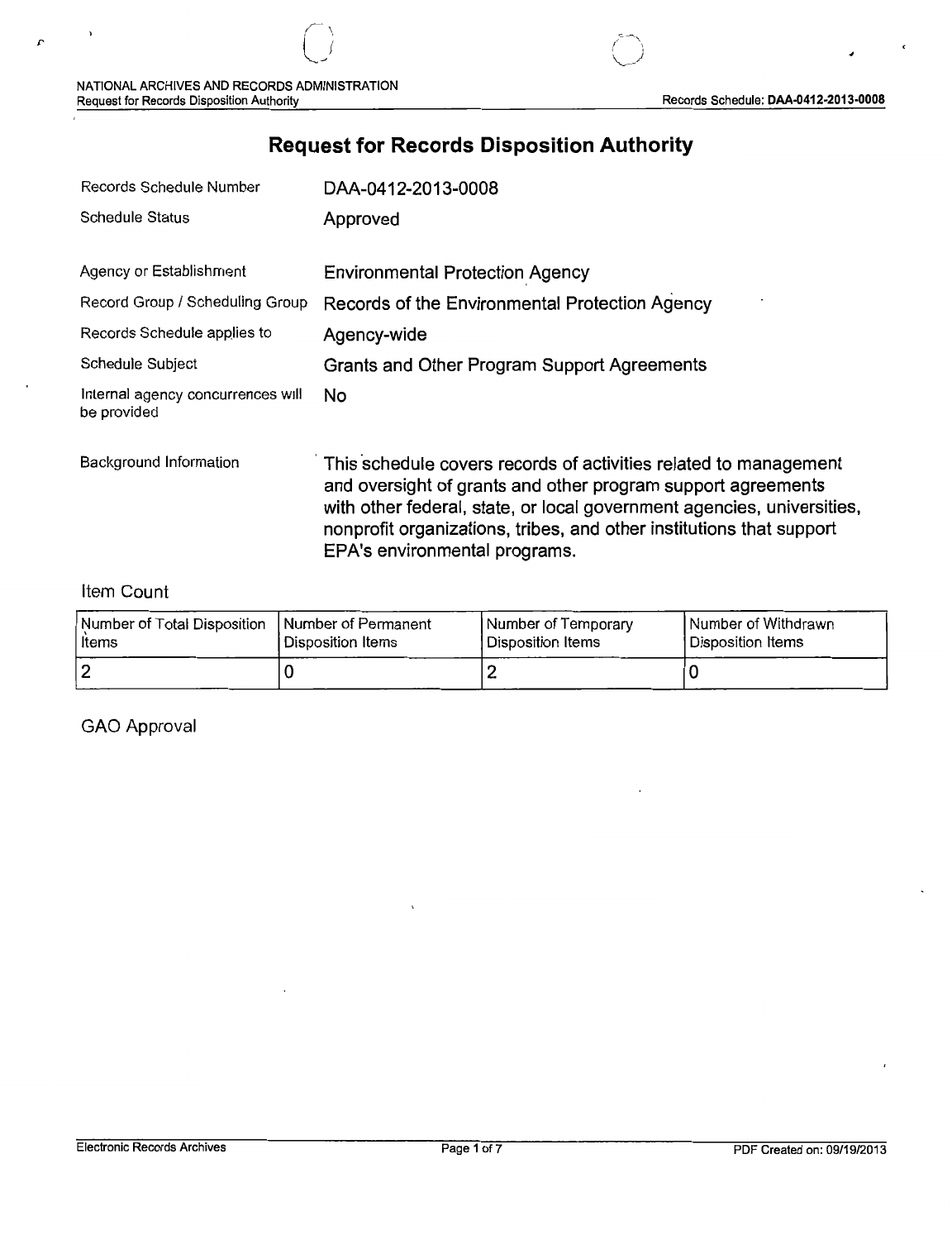# Request for Records Disposition Authority

| | |
|---|---|
| Records Schedule Number | DAA-0412-2013-0008 |
| Schedule Status | Approved |
| Agency or Establishment | Environmental Protection Agency |
| Record Group / Scheduling Group | Records of the Environmental Protection Agency |
| Records Schedule applies to | Agency-wide |
| Schedule Subject | Grants and Other Program Support Agreements |
| Internal agency concurrences will be provided | No |
| Background Information | This schedule covers records of activities related to management and oversight of grants and other program support agreements with other federal, state, or local government agencies, universities, nonprofit organizations, tribes, and other institutions that support EPA's environmental programs. |

## Item Count

| Number of Total Disposition Items | Number of Permanent Disposition Items | Number of Temporary Disposition Items | Number of Withdrawn Disposition Items |
|---|---|---|---|
| 2 | 0 | 2 | 0 |

## GAO Approval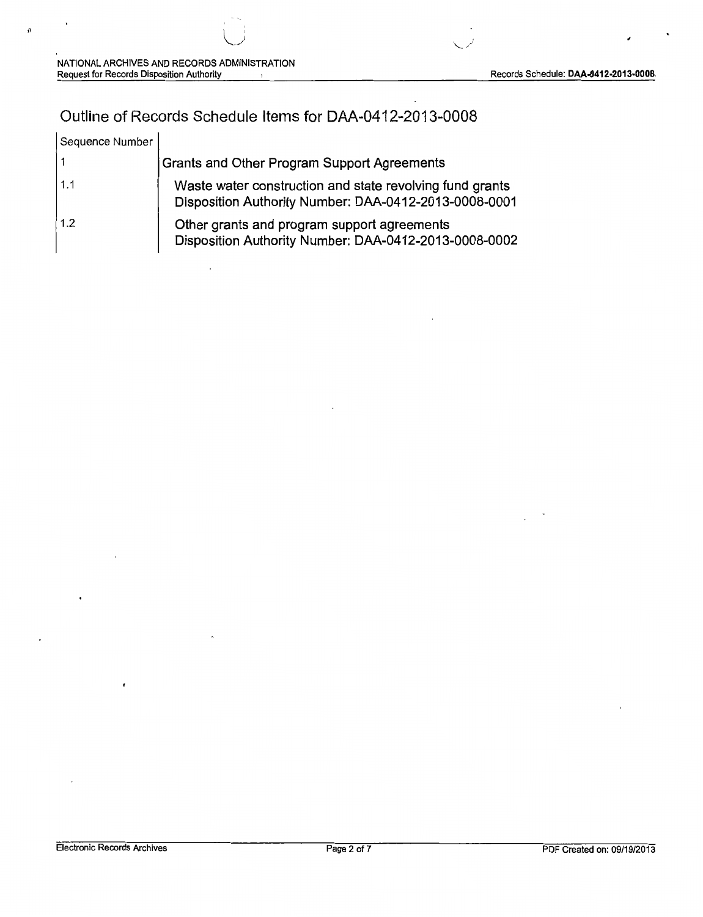# Outline of Records Schedule Items for DAA-0412-2013-0008

| Sequence Number | |
|---|---|
| 1 | Grants and Other Program Support Agreements |
| 1.1 | Waste water construction and state revolving fund grants<br>Disposition Authority Number: DAA-0412-2013-0008-0001 |
| 1.2 | Other grants and program support agreements<br>Disposition Authority Number: DAA-0412-2013-0008-0002 |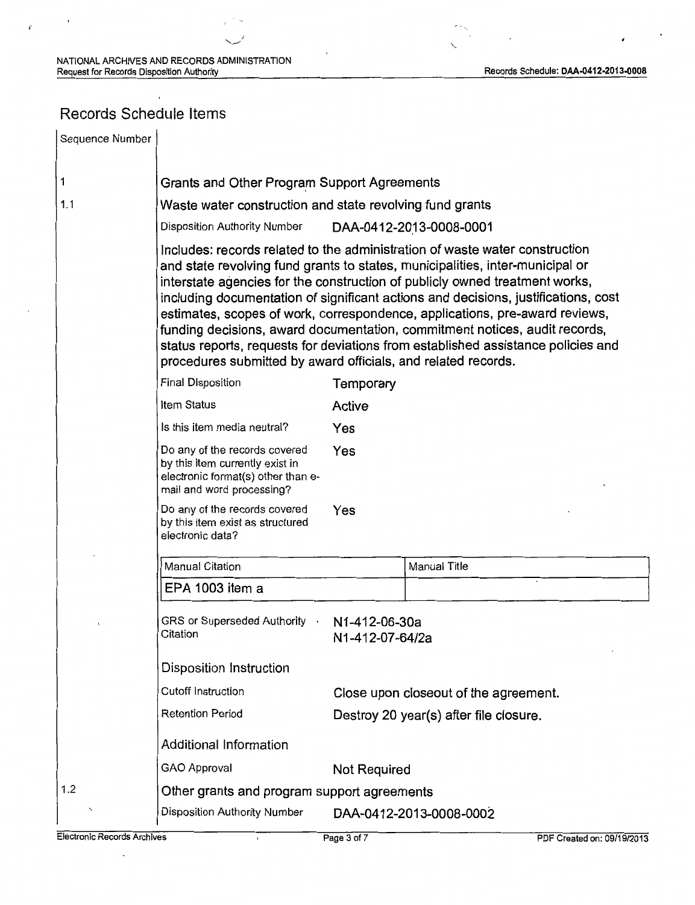## Records Schedule Items

| Sequence Number | |
|---|---|
| 1 | Grants and Other Program Support Agreements |
| 1.1 | Waste water construction and state revolving fund grants |

Disposition Authority Number: DAA-0412-2013-0008-0001

Includes: records related to the administration of waste water construction and state revolving fund grants to states, municipalities, inter-municipal or interstate agencies for the construction of publicly owned treatment works, including documentation of significant actions and decisions, justifications, cost estimates, scopes of work, correspondence, applications, pre-award reviews, funding decisions, award documentation, commitment notices, audit records, status reports, requests for deviations from established assistance policies and procedures submitted by award officials, and related records.

| | |
|---|---|
| Final Disposition | Temporary |
| Item Status | Active |
| Is this item media neutral? | Yes |
| Do any of the records covered by this item currently exist in electronic format(s) other than e-mail and word processing? | Yes |
| Do any of the records covered by this item exist as structured electronic data? | Yes |

| Manual Citation | Manual Title |
|---|---|
| EPA 1003 item a | |

GRS or Superseded Authority Citation: N1-412-06-30a, N1-412-07-64/2a

### Disposition Instruction

| | |
|---|---|
| Cutoff Instruction | Close upon closeout of the agreement. |
| Retention Period | Destroy 20 year(s) after file closure. |

### Additional Information

| | |
|---|---|
| GAO Approval | Not Required |

| Sequence Number | |
|---|---|
| 1.2 | Other grants and program support agreements |

Disposition Authority Number: DAA-0412-2013-0008-0002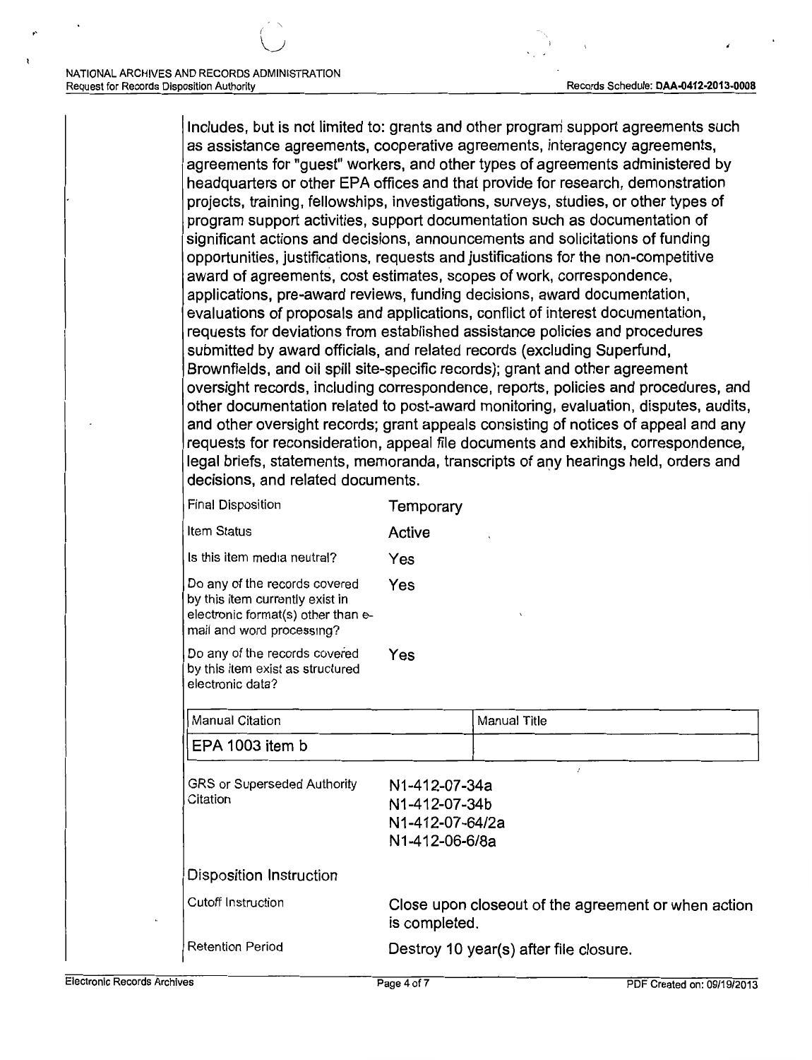Includes, but is not limited to: grants and other program support agreements such as assistance agreements, cooperative agreements, interagency agreements, agreements for "guest" workers, and other types of agreements administered by headquarters or other EPA offices and that provide for research, demonstration projects, training, fellowships, investigations, surveys, studies, or other types of program support activities, support documentation such as documentation of significant actions and decisions, announcements and solicitations of funding opportunities, justifications, requests and justifications for the non-competitive award of agreements, cost estimates, scopes of work, correspondence, applications, pre-award reviews, funding decisions, award documentation, evaluations of proposals and applications, conflict of interest documentation, requests for deviations from established assistance policies and procedures submitted by award officials, and related records (excluding Superfund, Brownfields, and oil spill site-specific records); grant and other agreement oversight records, including correspondence, reports, policies and procedures, and other documentation related to post-award monitoring, evaluation, disputes, audits, and other oversight records; grant appeals consisting of notices of appeal and any requests for reconsideration, appeal file documents and exhibits, correspondence, legal briefs, statements, memoranda, transcripts of any hearings held, orders and decisions, and related documents.

| | |
|---|---|
| Final Disposition | Temporary |
| Item Status | Active |
| Is this item media neutral? | Yes |
| Do any of the records covered by this item currently exist in electronic format(s) other than e-mail and word processing? | Yes |
| Do any of the records covered by this item exist as structured electronic data? | Yes |

| Manual Citation | Manual Title |
|---|---|
| EPA 1003 item b | |

| | |
|---|---|
| GRS or Superseded Authority Citation | N1-412-07-34a<br>N1-412-07-34b<br>N1-412-07-64/2a<br>N1-412-06-6/8a |

**Disposition Instruction**

| | |
|---|---|
| Cutoff Instruction | Close upon closeout of the agreement or when action is completed. |
| Retention Period | Destroy 10 year(s) after file closure. |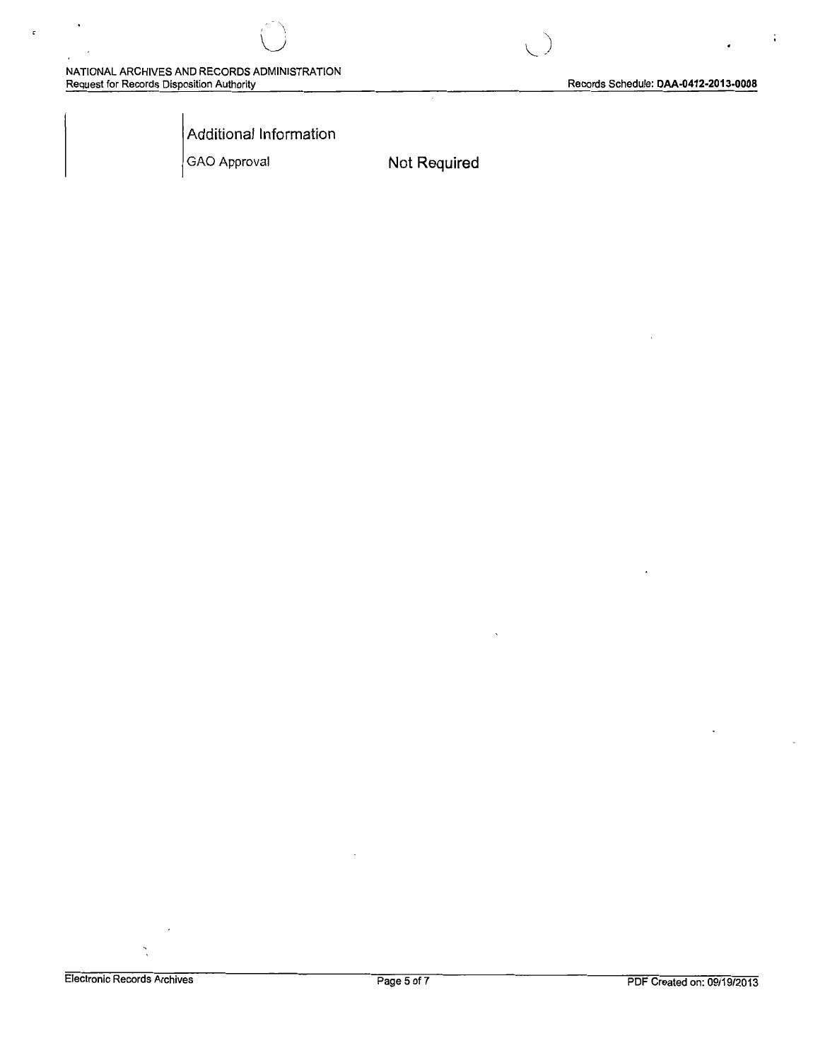## Additional Information

| GAO Approval | Not Required |
| --- | --- |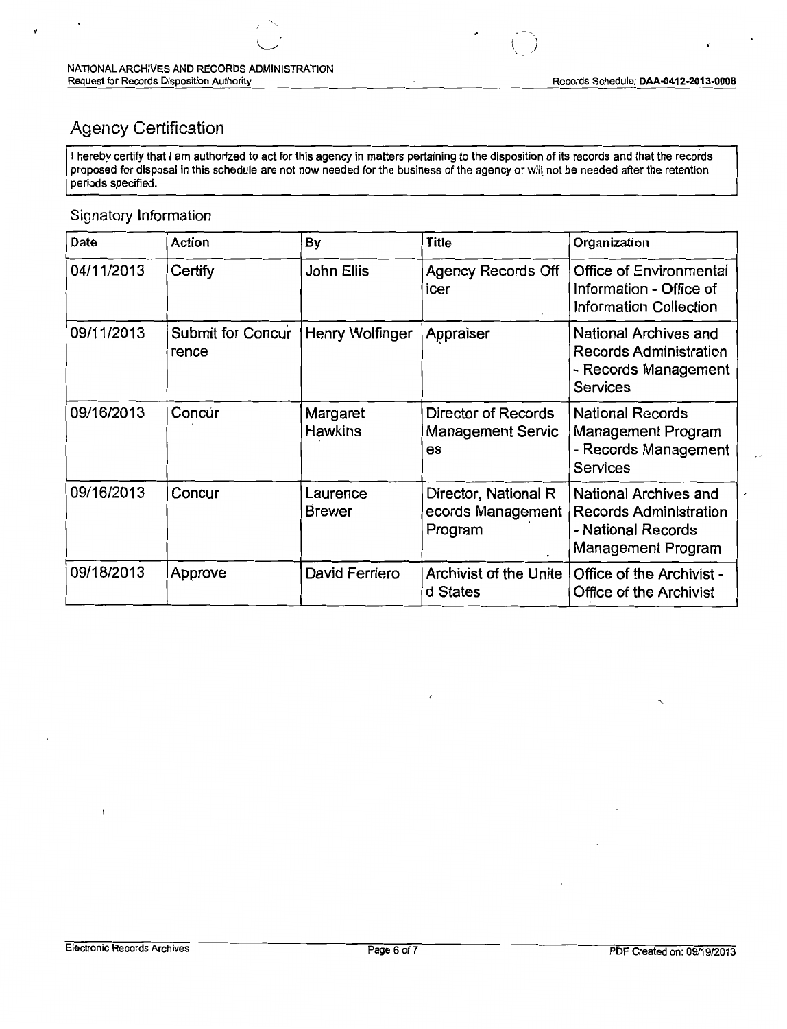## Agency Certification

I hereby certify that I am authorized to act for this agency in matters pertaining to the disposition of its records and that the records proposed for disposal in this schedule are not now needed for the business of the agency or will not be needed after the retention periods specified.

### Signatory Information

| Date | Action | By | Title | Organization |
|---|---|---|---|---|
| 04/11/2013 | Certify | John Ellis | Agency Records Officer | Office of Environmental Information - Office of Information Collection |
| 09/11/2013 | Submit for Concurrence | Henry Wolfinger | Appraiser | National Archives and Records Administration - Records Management Services |
| 09/16/2013 | Concur | Margaret Hawkins | Director of Records Management Services | National Records Management Program - Records Management Services |
| 09/16/2013 | Concur | Laurence Brewer | Director, National Records Management Program | National Archives and Records Administration - National Records Management Program |
| 09/18/2013 | Approve | David Ferriero | Archivist of the United States | Office of the Archivist - Office of the Archivist |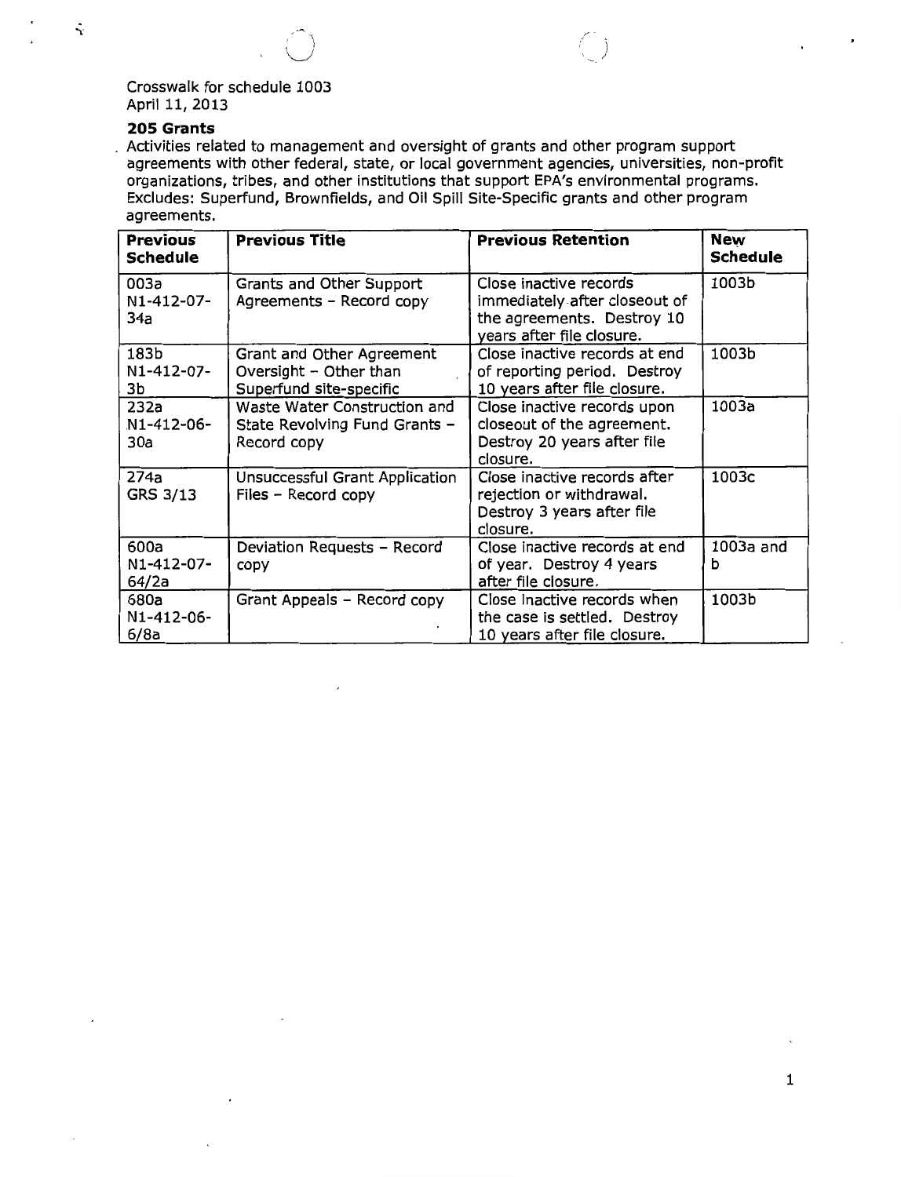Crosswalk for schedule 1003
April 11, 2013

**205 Grants**

Activities related to management and oversight of grants and other program support agreements with other federal, state, or local government agencies, universities, non-profit organizations, tribes, and other institutions that support EPA's environmental programs. Excludes: Superfund, Brownfields, and Oil Spill Site-Specific grants and other program agreements.

| Previous Schedule | Previous Title | Previous Retention | New Schedule |
|---|---|---|---|
| 003a N1-412-07-34a | Grants and Other Support Agreements – Record copy | Close inactive records immediately after closeout of the agreements. Destroy 10 years after file closure. | 1003b |
| 183b N1-412-07-3b | Grant and Other Agreement Oversight – Other than Superfund site-specific | Close inactive records at end of reporting period. Destroy 10 years after file closure. | 1003b |
| 232a N1-412-06-30a | Waste Water Construction and State Revolving Fund Grants – Record copy | Close inactive records upon closeout of the agreement. Destroy 20 years after file closure. | 1003a |
| 274a GRS 3/13 | Unsuccessful Grant Application Files – Record copy | Close inactive records after rejection or withdrawal. Destroy 3 years after file closure. | 1003c |
| 600a N1-412-07-64/2a | Deviation Requests – Record copy | Close inactive records at end of year. Destroy 4 years after file closure. | 1003a and b |
| 680a N1-412-06-6/8a | Grant Appeals – Record copy | Close inactive records when the case is settled. Destroy 10 years after file closure. | 1003b |